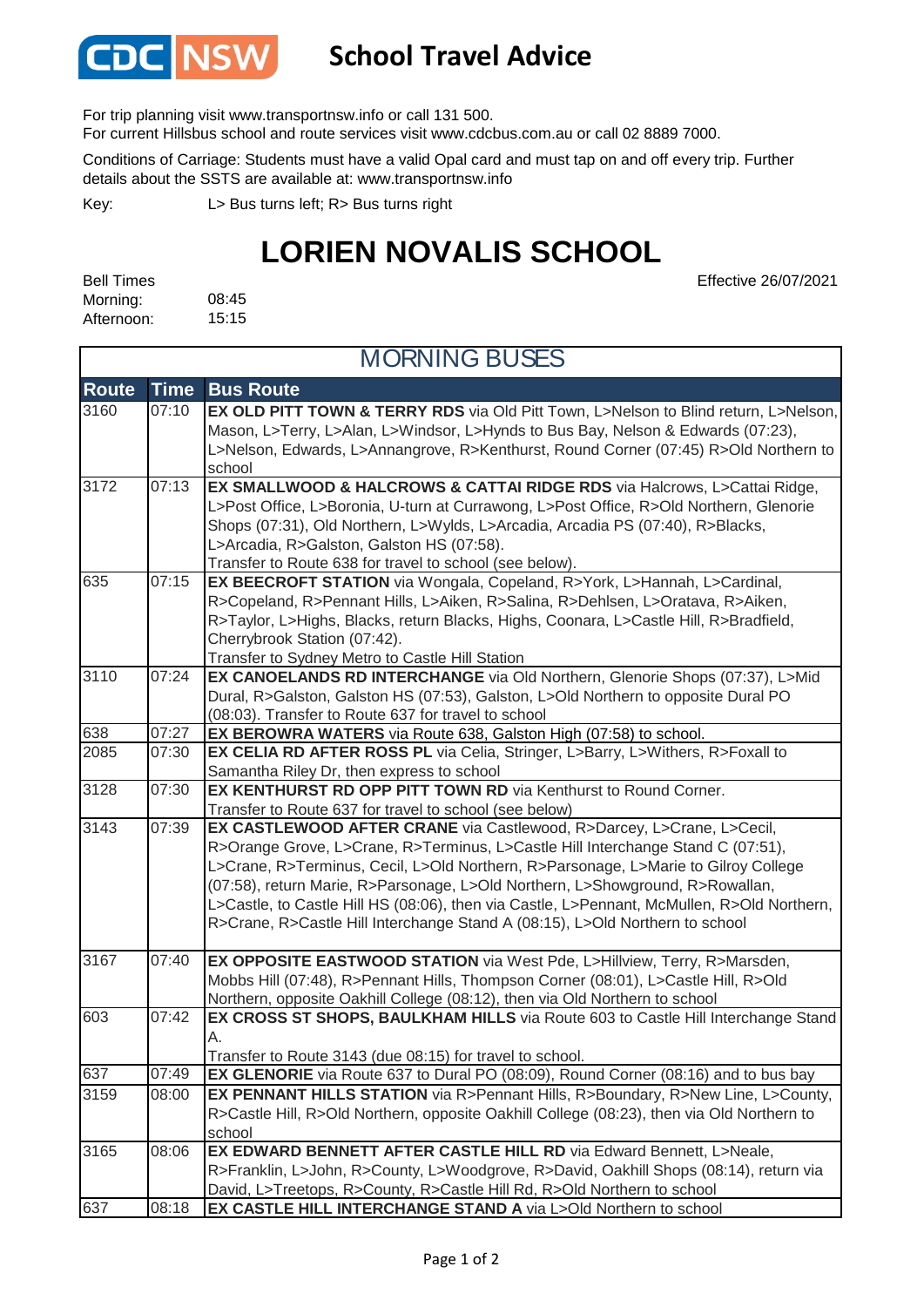# School Travel Advice

For trip planning visit www.transportnsw.info or call 131 500.
For current Hillsbus school and route services visit www.cdcbus.com.au or call 02 8889 7000.

Conditions of Carriage: Students must have a valid Opal card and must tap on and off every trip. Further details about the SSTS are available at: www.transportnsw.info

Key: L> Bus turns left; R> Bus turns right

# LORIEN NOVALIS SCHOOL

Effective 26/07/2021

Bell Times
Morning: 08:45
Afternoon: 15:15

## MORNING BUSES

| Route | Time | Bus Route |
|---|---|---|
| 3160 | 07:10 | **EX OLD PITT TOWN & TERRY RDS** via Old Pitt Town, L>Nelson to Blind return, L>Nelson, Mason, L>Terry, L>Alan, L>Windsor, L>Hynds to Bus Bay, Nelson & Edwards (07:23), L>Nelson, Edwards, L>Annangrove, R>Kenthurst, Round Corner (07:45) R>Old Northern to school |
| 3172 | 07:13 | **EX SMALLWOOD & HALCROWS & CATTAI RIDGE RDS** via Halcrows, L>Cattai Ridge, L>Post Office, L>Boronia, U-turn at Currawong, L>Post Office, R>Old Northern, Glenorie Shops (07:31), Old Northern, L>Wylds, L>Arcadia, Arcadia PS (07:40), R>Blacks, L>Arcadia, R>Galston, Galston HS (07:58). Transfer to Route 638 for travel to school (see below). |
| 635 | 07:15 | **EX BEECROFT STATION** via Wongala, Copeland, R>York, L>Hannah, L>Cardinal, R>Copeland, R>Pennant Hills, L>Aiken, R>Salina, R>Dehlsen, L>Oratava, R>Aiken, R>Taylor, L>Highs, Blacks, return Blacks, Highs, Coonara, L>Castle Hill, R>Bradfield, Cherrybrook Station (07:42). Transfer to Sydney Metro to Castle Hill Station |
| 3110 | 07:24 | **EX CANOELANDS RD INTERCHANGE** via Old Northern, Glenorie Shops (07:37), L>Mid Dural, R>Galston, Galston HS (07:53), Galston, L>Old Northern to opposite Dural PO (08:03). Transfer to Route 637 for travel to school |
| 638 | 07:27 | **EX BEROWRA WATERS** via Route 638, Galston High (07:58) to school. |
| 2085 | 07:30 | **EX CELIA RD AFTER ROSS PL** via Celia, Stringer, L>Barry, L>Withers, R>Foxall to Samantha Riley Dr, then express to school |
| 3128 | 07:30 | **EX KENTHURST RD OPP PITT TOWN RD** via Kenthurst to Round Corner. Transfer to Route 637 for travel to school (see below) |
| 3143 | 07:39 | **EX CASTLEWOOD AFTER CRANE** via Castlewood, R>Darcey, L>Crane, L>Cecil, R>Orange Grove, L>Crane, R>Terminus, L>Castle Hill Interchange Stand C (07:51), L>Crane, R>Terminus, Cecil, L>Old Northern, R>Parsonage, L>Marie to Gilroy College (07:58), return Marie, R>Parsonage, L>Old Northern, L>Showground, R>Rowallan, L>Castle, to Castle Hill HS (08:06), then via Castle, L>Pennant, McMullen, R>Old Northern, R>Crane, R>Castle Hill Interchange Stand A (08:15), L>Old Northern to school |
| 3167 | 07:40 | **EX OPPOSITE EASTWOOD STATION** via West Pde, L>Hillview, Terry, R>Marsden, Mobbs Hill (07:48), R>Pennant Hills, Thompson Corner (08:01), L>Castle Hill, R>Old Northern, opposite Oakhill College (08:12), then via Old Northern to school |
| 603 | 07:42 | **EX CROSS ST SHOPS, BAULKHAM HILLS** via Route 603 to Castle Hill Interchange Stand A. Transfer to Route 3143 (due 08:15) for travel to school. |
| 637 | 07:49 | **EX GLENORIE** via Route 637 to Dural PO (08:09), Round Corner (08:16) and to bus bay |
| 3159 | 08:00 | **EX PENNANT HILLS STATION** via R>Pennant Hills, R>Boundary, R>New Line, L>County, R>Castle Hill, R>Old Northern, opposite Oakhill College (08:23), then via Old Northern to school |
| 3165 | 08:06 | **EX EDWARD BENNETT AFTER CASTLE HILL RD** via Edward Bennett, L>Neale, R>Franklin, L>John, R>County, L>Woodgrove, R>David, Oakhill Shops (08:14), return via David, L>Treetops, R>County, R>Castle Hill Rd, R>Old Northern to school |
| 637 | 08:18 | **EX CASTLE HILL INTERCHANGE STAND A** via L>Old Northern to school |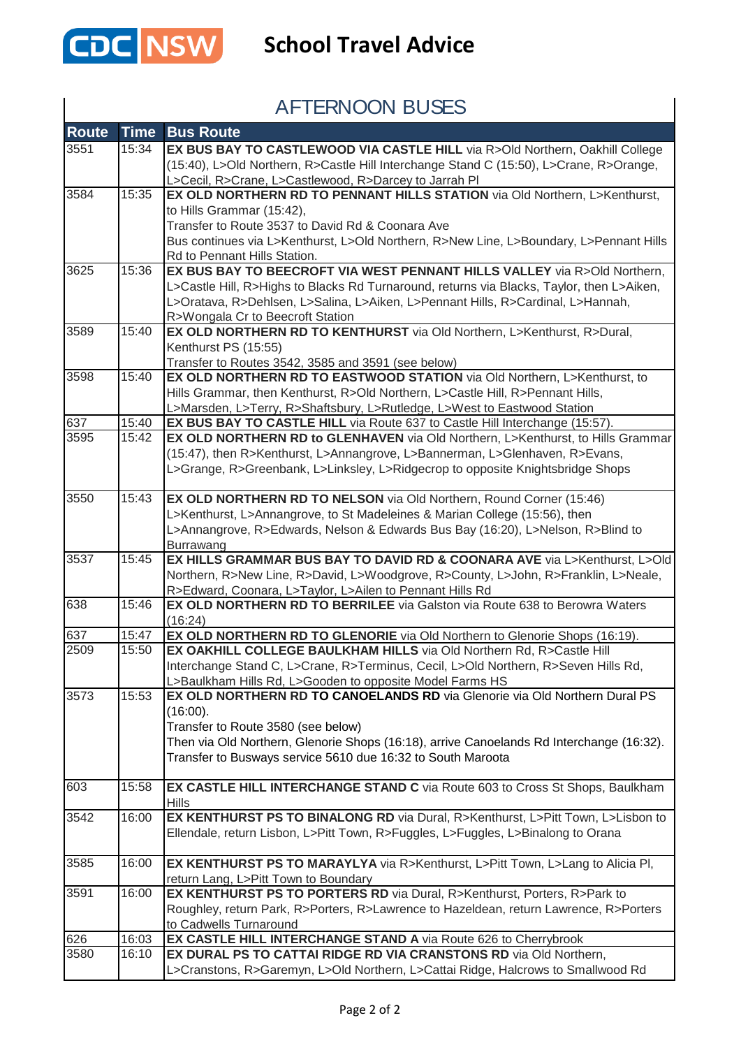# School Travel Advice

## AFTERNOON BUSES

| Route | Time | Bus Route |
|---|---|---|
| 3551 | 15:34 | **EX BUS BAY TO CASTLEWOOD VIA CASTLE HILL** via R>Old Northern, Oakhill College (15:40), L>Old Northern, R>Castle Hill Interchange Stand C (15:50), L>Crane, R>Orange, L>Cecil, R>Crane, L>Castlewood, R>Darcey to Jarrah Pl |
| 3584 | 15:35 | **EX OLD NORTHERN RD TO PENNANT HILLS STATION** via Old Northern, L>Kenthurst, to Hills Grammar (15:42), Transfer to Route 3537 to David Rd & Coonara Ave Bus continues via L>Kenthurst, L>Old Northern, R>New Line, L>Boundary, L>Pennant Hills Rd to Pennant Hills Station. |
| 3625 | 15:36 | **EX BUS BAY TO BEECROFT VIA WEST PENNANT HILLS VALLEY** via R>Old Northern, L>Castle Hill, R>Highs to Blacks Rd Turnaround, returns via Blacks, Taylor, then L>Aiken, L>Oratava, R>Dehlsen, L>Salina, L>Aiken, L>Pennant Hills, R>Cardinal, L>Hannah, R>Wongala Cr to Beecroft Station |
| 3589 | 15:40 | **EX OLD NORTHERN RD TO KENTHURST** via Old Northern, L>Kenthurst, R>Dural, Kenthurst PS (15:55) Transfer to Routes 3542, 3585 and 3591 (see below) |
| 3598 | 15:40 | **EX OLD NORTHERN RD TO EASTWOOD STATION** via Old Northern, L>Kenthurst, to Hills Grammar, then Kenthurst, R>Old Northern, L>Castle Hill, R>Pennant Hills, L>Marsden, L>Terry, R>Shaftsbury, L>Rutledge, L>West to Eastwood Station |
| 637 | 15:40 | **EX BUS BAY TO CASTLE HILL** via Route 637 to Castle Hill Interchange (15:57). |
| 3595 | 15:42 | **EX OLD NORTHERN RD to GLENHAVEN** via Old Northern, L>Kenthurst, to Hills Grammar (15:47), then R>Kenthurst, L>Annangrove, L>Bannerman, L>Glenhaven, R>Evans, L>Grange, R>Greenbank, L>Linksley, L>Ridgecrop to opposite Knightsbridge Shops |
| 3550 | 15:43 | **EX OLD NORTHERN RD TO NELSON** via Old Northern, Round Corner (15:46) L>Kenthurst, L>Annangrove, to St Madeleines & Marian College (15:56), then L>Annangrove, R>Edwards, Nelson & Edwards Bus Bay (16:20), L>Nelson, R>Blind to Burrawang |
| 3537 | 15:45 | **EX HILLS GRAMMAR BUS BAY TO DAVID RD & COONARA AVE** via L>Kenthurst, L>Old Northern, R>New Line, R>David, L>Woodgrove, R>County, L>John, R>Franklin, L>Neale, R>Edward, Coonara, L>Taylor, L>Ailen to Pennant Hills Rd |
| 638 | 15:46 | **EX OLD NORTHERN RD TO BERRILEE** via Galston via Route 638 to Berowra Waters (16:24) |
| 637 | 15:47 | **EX OLD NORTHERN RD TO GLENORIE** via Old Northern to Glenorie Shops (16:19). |
| 2509 | 15:50 | **EX OAKHILL COLLEGE BAULKHAM HILLS** via Old Northern Rd, R>Castle Hill Interchange Stand C, L>Crane, R>Terminus, Cecil, L>Old Northern, R>Seven Hills Rd, L>Baulkham Hills Rd, L>Gooden to opposite Model Farms HS |
| 3573 | 15:53 | **EX OLD NORTHERN RD TO CANOELANDS RD** via Glenorie via Old Northern Dural PS (16:00). Transfer to Route 3580 (see below) Then via Old Northern, Glenorie Shops (16:18), arrive Canoelands Rd Interchange (16:32). Transfer to Busways service 5610 due 16:32 to South Maroota |
| 603 | 15:58 | **EX CASTLE HILL INTERCHANGE STAND C** via Route 603 to Cross St Shops, Baulkham Hills |
| 3542 | 16:00 | **EX KENTHURST PS TO BINALONG RD** via Dural, R>Kenthurst, L>Pitt Town, L>Lisbon to Ellendale, return Lisbon, L>Pitt Town, R>Fuggles, L>Fuggles, L>Binalong to Orana |
| 3585 | 16:00 | **EX KENTHURST PS TO MARAYLYA** via R>Kenthurst, L>Pitt Town, L>Lang to Alicia Pl, return Lang, L>Pitt Town to Boundary |
| 3591 | 16:00 | **EX KENTHURST PS TO PORTERS RD** via Dural, R>Kenthurst, Porters, R>Park to Roughley, return Park, R>Porters, R>Lawrence to Hazeldean, return Lawrence, R>Porters to Cadwells Turnaround |
| 626 | 16:03 | **EX CASTLE HILL INTERCHANGE STAND A** via Route 626 to Cherrybrook |
| 3580 | 16:10 | **EX DURAL PS TO CATTAI RIDGE RD VIA CRANSTONS RD** via Old Northern, L>Cranstons, R>Garemyn, L>Old Northern, L>Cattai Ridge, Halcrows to Smallwood Rd |